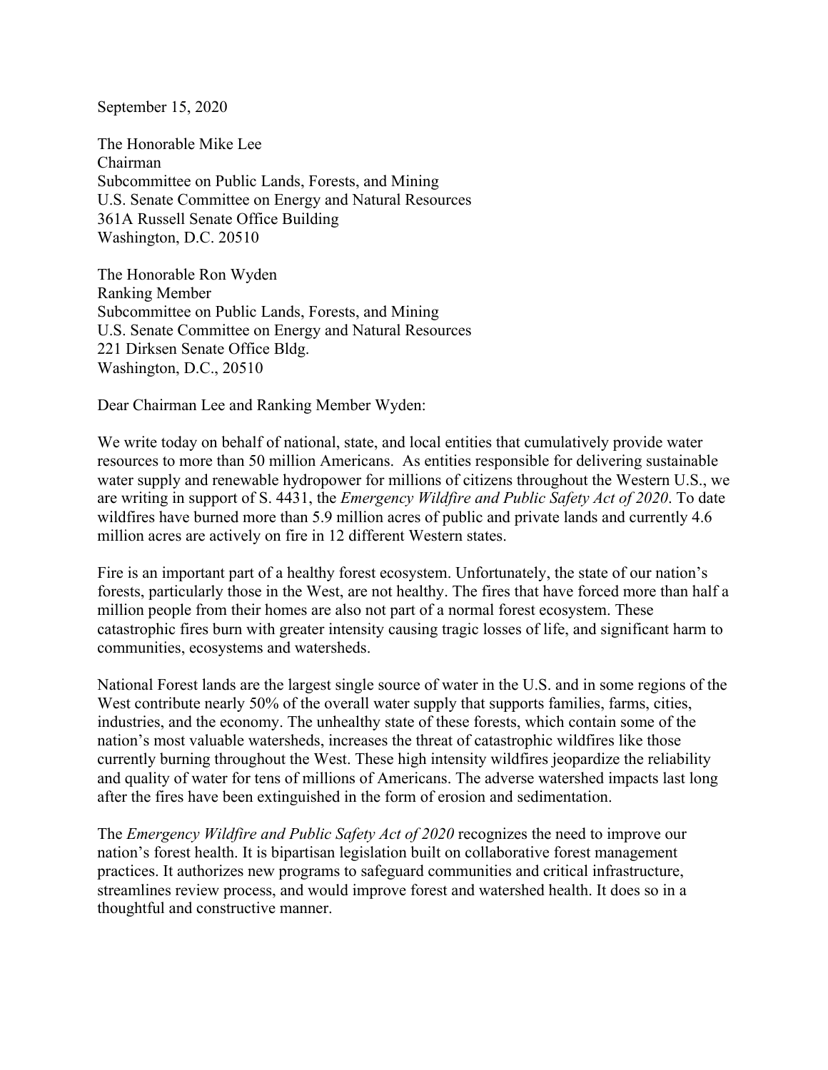September 15, 2020

The Honorable Mike Lee
Chairman
Subcommittee on Public Lands, Forests, and Mining
U.S. Senate Committee on Energy and Natural Resources
361A Russell Senate Office Building
Washington, D.C. 20510

The Honorable Ron Wyden
Ranking Member
Subcommittee on Public Lands, Forests, and Mining
U.S. Senate Committee on Energy and Natural Resources
221 Dirksen Senate Office Bldg.
Washington, D.C., 20510

Dear Chairman Lee and Ranking Member Wyden:

We write today on behalf of national, state, and local entities that cumulatively provide water resources to more than 50 million Americans. As entities responsible for delivering sustainable water supply and renewable hydropower for millions of citizens throughout the Western U.S., we are writing in support of S. 4431, the *Emergency Wildfire and Public Safety Act of 2020*. To date wildfires have burned more than 5.9 million acres of public and private lands and currently 4.6 million acres are actively on fire in 12 different Western states.

Fire is an important part of a healthy forest ecosystem. Unfortunately, the state of our nation's forests, particularly those in the West, are not healthy. The fires that have forced more than half a million people from their homes are also not part of a normal forest ecosystem. These catastrophic fires burn with greater intensity causing tragic losses of life, and significant harm to communities, ecosystems and watersheds.

National Forest lands are the largest single source of water in the U.S. and in some regions of the West contribute nearly 50% of the overall water supply that supports families, farms, cities, industries, and the economy. The unhealthy state of these forests, which contain some of the nation's most valuable watersheds, increases the threat of catastrophic wildfires like those currently burning throughout the West. These high intensity wildfires jeopardize the reliability and quality of water for tens of millions of Americans. The adverse watershed impacts last long after the fires have been extinguished in the form of erosion and sedimentation.

The *Emergency Wildfire and Public Safety Act of 2020* recognizes the need to improve our nation's forest health. It is bipartisan legislation built on collaborative forest management practices. It authorizes new programs to safeguard communities and critical infrastructure, streamlines review process, and would improve forest and watershed health. It does so in a thoughtful and constructive manner.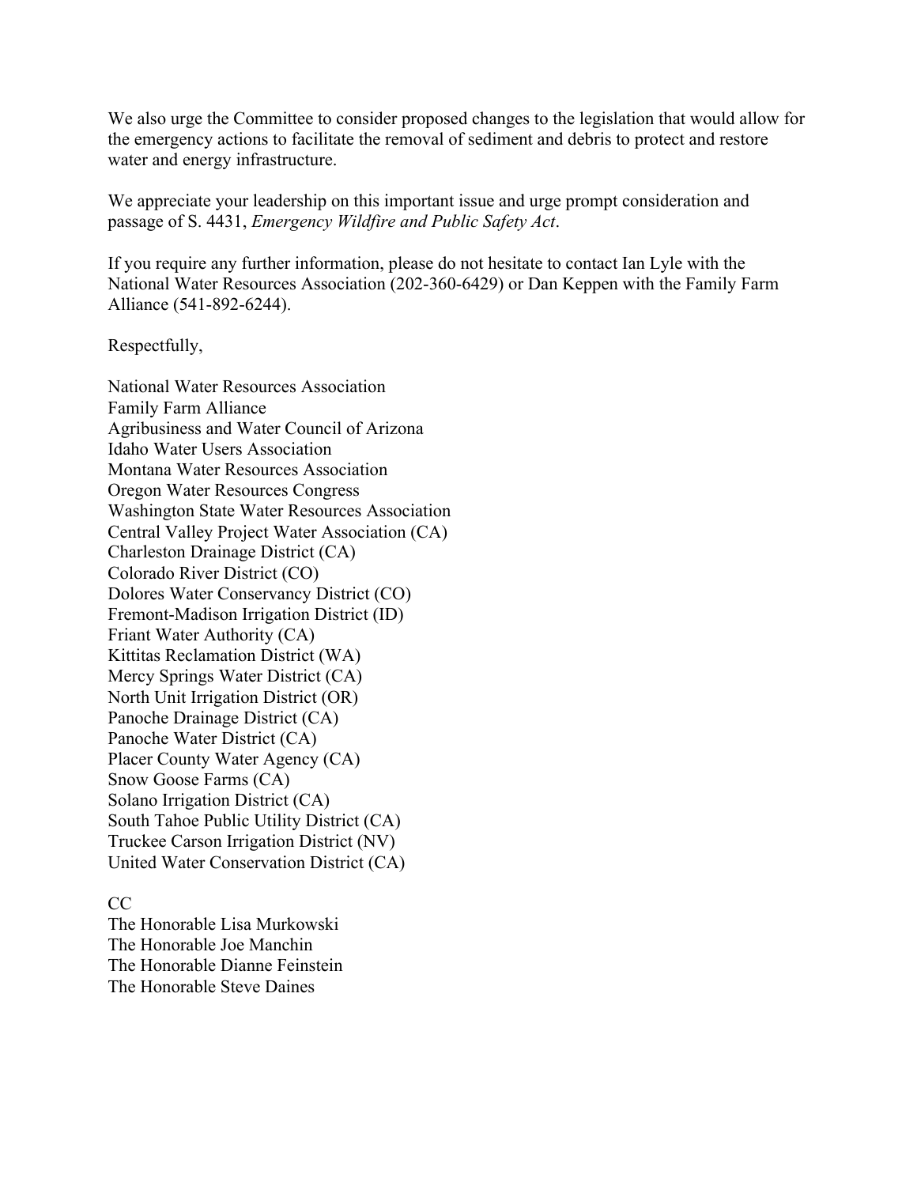We also urge the Committee to consider proposed changes to the legislation that would allow for the emergency actions to facilitate the removal of sediment and debris to protect and restore water and energy infrastructure.

We appreciate your leadership on this important issue and urge prompt consideration and passage of S. 4431, *Emergency Wildfire and Public Safety Act*.

If you require any further information, please do not hesitate to contact Ian Lyle with the National Water Resources Association (202-360-6429) or Dan Keppen with the Family Farm Alliance (541-892-6244).

Respectfully,

National Water Resources Association
Family Farm Alliance
Agribusiness and Water Council of Arizona
Idaho Water Users Association
Montana Water Resources Association
Oregon Water Resources Congress
Washington State Water Resources Association
Central Valley Project Water Association (CA)
Charleston Drainage District (CA)
Colorado River District (CO)
Dolores Water Conservancy District (CO)
Fremont-Madison Irrigation District (ID)
Friant Water Authority (CA)
Kittitas Reclamation District (WA)
Mercy Springs Water District (CA)
North Unit Irrigation District (OR)
Panoche Drainage District (CA)
Panoche Water District (CA)
Placer County Water Agency (CA)
Snow Goose Farms (CA)
Solano Irrigation District (CA)
South Tahoe Public Utility District (CA)
Truckee Carson Irrigation District (NV)
United Water Conservation District (CA)

CC
The Honorable Lisa Murkowski
The Honorable Joe Manchin
The Honorable Dianne Feinstein
The Honorable Steve Daines